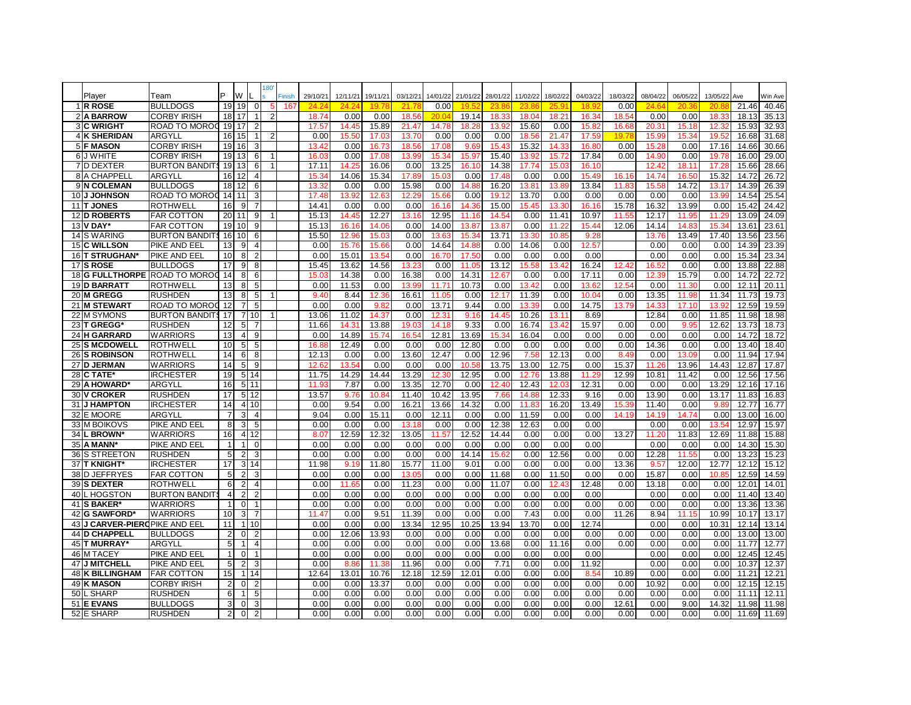| | Player | Team | P | W | L | 180's | Finish | 29/10/21 | 12/11/21 | 19/11/21 | 03/12/21 | 14/01/22 | 21/01/22 | 28/01/22 | 11/02/22 | 18/02/22 | 04/03/22 | 18/03/22 | 08/04/22 | 06/05/22 | 13/05/22 | Ave | Win Ave |
|---|---|---|---|---|---|---|---|---|---|---|---|---|---|---|---|---|---|---|---|---|---|---|---|
| 1 | R ROSE | BULLDOGS | 19 | 19 | 0 | 5 | 167 | 24.24 | 24.24 | 19.78 | 21.78 | 0.00 | 19.52 | 23.86 | 23.86 | 25.91 | 18.92 | 0.00 | 24.64 | 20.36 | 20.88 | 21.46 | 40.46 |
| 2 | A BARROW | CORBY IRISH | 18 | 17 | 1 | 2 | | 18.74 | 0.00 | 0.00 | 18.56 | 20.04 | 19.14 | 18.33 | 18.04 | 18.21 | 16.34 | 18.54 | 0.00 | 0.00 | 18.33 | 18.13 | 35.13 |
| 3 | C WRIGHT | ROAD TO MOROC | 19 | 17 | 2 | | | 17.57 | 14.45 | 15.89 | 21.47 | 14.78 | 18.28 | 13.92 | 15.60 | 0.00 | 15.82 | 16.68 | 20.31 | 15.18 | 12.32 | 15.93 | 32.93 |
| 4 | K SHERIDAN | ARGYLL | 16 | 15 | 1 | 2 | | 0.00 | 15.50 | 17.03 | 13.70 | 0.00 | 0.00 | 0.00 | 18.56 | 21.47 | 17.59 | 19.78 | 15.99 | 15.34 | 19.52 | 16.68 | 31.68 |
| 5 | F MASON | CORBY IRISH | 19 | 16 | 3 | | | 13.42 | 0.00 | 16.73 | 18.56 | 17.08 | 9.69 | 15.43 | 15.32 | 14.33 | 16.80 | 0.00 | 15.28 | 0.00 | 17.16 | 14.66 | 30.66 |
| 6 | J WHITE | CORBY IRISH | 19 | 13 | 6 | 1 | | 16.03 | 0.00 | 17.08 | 13.99 | 15.34 | 15.97 | 15.40 | 13.92 | 15.72 | 17.84 | 0.00 | 14.90 | 0.00 | 19.78 | 16.00 | 29.00 |
| 7 | D DEXTER | BURTON BANDITS | 19 | 13 | 6 | 1 | | 17.11 | 14.25 | 16.06 | 0.00 | 13.25 | 16.10 | 14.38 | 17.74 | 15.03 | 16.10 | | 12.42 | 18.11 | 17.28 | 15.66 | 28.66 |
| 8 | A CHAPPELL | ARGYLL | 16 | 12 | 4 | | | 15.34 | 14.06 | 15.34 | 17.89 | 15.03 | 0.00 | 17.48 | 0.00 | 0.00 | 15.49 | 16.16 | 14.74 | 16.50 | 15.32 | 14.72 | 26.72 |
| 9 | N COLEMAN | BULLDOGS | 18 | 12 | 6 | | | 13.32 | 0.00 | 0.00 | 15.98 | 0.00 | 14.88 | 16.20 | 13.81 | 13.89 | 13.84 | 11.83 | 15.58 | 14.72 | 13.17 | 14.39 | 26.39 |
| 10 | J JOHNSON | ROAD TO MOROC | 14 | 11 | 3 | | | 17.48 | 13.92 | 12.63 | 12.29 | 15.66 | 0.00 | 19.12 | 13.70 | 0.00 | 0.00 | 0.00 | 0.00 | 0.00 | 13.99 | 14.54 | 25.54 |
| 11 | T JONES | ROTHWELL | 16 | 9 | 7 | | | 14.41 | 0.00 | 0.00 | 0.00 | 16.16 | 14.36 | 15.00 | 15.45 | 13.30 | 16.16 | 15.78 | 16.32 | 13.99 | 0.00 | 15.42 | 24.42 |
| 12 | D ROBERTS | FAR COTTON | 20 | 11 | 9 | 1 | | 15.13 | 14.45 | 12.27 | 13.16 | 12.95 | 11.16 | 14.54 | 0.00 | 11.41 | 10.97 | 11.55 | 12.17 | 11.95 | 11.29 | 13.09 | 24.09 |
| 13 | V DAY* | FAR COTTON | 19 | 10 | 9 | | | 15.13 | 16.16 | 14.06 | 0.00 | 14.00 | 13.87 | 13.87 | 0.00 | 11.22 | 15.44 | 12.06 | 14.14 | 14.83 | 15.34 | 13.61 | 23.61 |
| 14 | S WARING | BURTON BANDITS | 16 | 10 | 6 | | | 15.50 | 12.96 | 15.03 | 0.00 | 13.63 | 15.34 | 13.71 | 13.30 | 10.85 | 9.28 | | 13.76 | 13.49 | 17.40 | 13.56 | 23.56 |
| 15 | C WILLSON | PIKE AND EEL | 13 | 9 | 4 | | | 0.00 | 15.76 | 15.66 | 0.00 | 14.64 | 14.88 | 0.00 | 14.06 | 0.00 | 12.57 | | 0.00 | 0.00 | 0.00 | 14.39 | 23.39 |
| 16 | T STRUGHAN* | PIKE AND EEL | 10 | 8 | 2 | | | 0.00 | 15.01 | 13.54 | 0.00 | 16.70 | 17.50 | 0.00 | 0.00 | 0.00 | 0.00 | | 0.00 | 0.00 | 0.00 | 15.34 | 23.34 |
| 17 | S ROSE | BULLDOGS | 17 | 9 | 8 | | | 15.45 | 13.62 | 14.56 | 13.23 | 0.00 | 11.05 | 13.12 | 15.58 | 13.42 | 16.24 | 12.42 | 16.52 | 0.00 | 0.00 | 13.88 | 22.88 |
| 18 | G FULLTHORPE | ROAD TO MOROC | 14 | 8 | 6 | | | 15.03 | 14.38 | 0.00 | 16.38 | 0.00 | 14.31 | 12.67 | 0.00 | 0.00 | 17.11 | 0.00 | 12.39 | 15.79 | 0.00 | 14.72 | 22.72 |
| 19 | D BARRATT | ROTHWELL | 13 | 8 | 5 | | | 0.00 | 11.53 | 0.00 | 13.99 | 11.71 | 10.73 | 0.00 | 13.42 | 0.00 | 13.62 | 12.54 | 0.00 | 11.30 | 0.00 | 12.11 | 20.11 |
| 20 | M GREGG | RUSHDEN | 13 | 8 | 5 | 1 | | 9.40 | 8.44 | 12.36 | 16.61 | 11.05 | 0.00 | 12.17 | 11.39 | 0.00 | 10.04 | 0.00 | 13.35 | 11.98 | 11.34 | 11.73 | 19.73 |
| 21 | M STEWART | ROAD TO MOROC | 12 | 7 | 5 | | | 0.00 | 0.00 | 9.82 | 0.00 | 13.71 | 9.44 | 0.00 | 13.39 | 0.00 | 14.75 | 13.79 | 14.33 | 17.10 | 13.92 | 12.59 | 19.59 |
| 22 | M SYMONS | BURTON BANDITS | 17 | 7 | 10 | 1 | | 13.06 | 11.02 | 14.37 | 0.00 | 12.31 | 9.16 | 14.45 | 10.26 | 13.11 | 8.69 | | 12.84 | 0.00 | 11.85 | 11.98 | 18.98 |
| 23 | T GREGG* | RUSHDEN | 12 | 5 | 7 | | | 11.66 | 14.31 | 13.88 | 19.03 | 14.18 | 9.33 | 0.00 | 16.74 | 13.42 | 15.97 | 0.00 | 0.00 | 9.95 | 12.62 | 13.73 | 18.73 |
| 24 | H GARRARD | WARRIORS | 13 | 4 | 9 | | | 0.00 | 14.89 | 15.74 | 16.54 | 12.81 | 13.69 | 15.34 | 16.04 | 0.00 | 0.00 | 0.00 | 0.00 | 0.00 | 0.00 | 14.72 | 18.72 |
| 25 | S MCDOWELL | ROTHWELL | 10 | 5 | 5 | | | 16.88 | 12.49 | 0.00 | 0.00 | 0.00 | 12.80 | 0.00 | 0.00 | 0.00 | 0.00 | 0.00 | 14.36 | 0.00 | 0.00 | 13.40 | 18.40 |
| 26 | S ROBINSON | ROTHWELL | 14 | 6 | 8 | | | 12.13 | 0.00 | 0.00 | 13.60 | 12.47 | 0.00 | 12.96 | 7.58 | 12.13 | 0.00 | 8.49 | 0.00 | 13.09 | 0.00 | 11.94 | 17.94 |
| 27 | D JERMAN | WARRIORS | 14 | 5 | 9 | | | 12.62 | 13.54 | 0.00 | 0.00 | 0.00 | 10.58 | 13.75 | 13.00 | 12.75 | 0.00 | 15.37 | 11.26 | 13.96 | 14.43 | 12.87 | 17.87 |
| 28 | C TATE* | IRCHESTER | 19 | 5 | 14 | | | 11.75 | 14.29 | 14.44 | 13.29 | 12.30 | 12.95 | 0.00 | 12.76 | 13.88 | 11.29 | 12.99 | 10.81 | 11.42 | 0.00 | 12.56 | 17.56 |
| 29 | A HOWARD* | ARGYLL | 16 | 5 | 11 | | | 11.93 | 7.87 | 0.00 | 13.35 | 12.70 | 0.00 | 12.40 | 12.43 | 12.03 | 12.31 | 0.00 | 0.00 | 0.00 | 13.29 | 12.16 | 17.16 |
| 30 | V CROKER | RUSHDEN | 17 | 5 | 12 | | | 13.57 | 9.76 | 10.84 | 11.40 | 10.42 | 13.95 | 7.66 | 14.88 | 12.33 | 9.16 | 0.00 | 13.90 | 0.00 | 13.17 | 11.83 | 16.83 |
| 31 | J HAMPTON | IRCHESTER | 14 | 4 | 10 | | | 0.00 | 9.54 | 0.00 | 16.21 | 13.66 | 14.32 | 0.00 | 11.83 | 16.20 | 13.49 | 15.39 | 11.40 | 0.00 | 9.89 | 12.77 | 16.77 |
| 32 | E MOORE | ARGYLL | 7 | 3 | 4 | | | 9.04 | 0.00 | 15.11 | 0.00 | 12.11 | 0.00 | 0.00 | 11.59 | 0.00 | 0.00 | 14.19 | 14.19 | 14.74 | 0.00 | 13.00 | 16.00 |
| 33 | M BOIKOVS | PIKE AND EEL | 8 | 3 | 5 | | | 0.00 | 0.00 | 0.00 | 13.18 | 0.00 | 0.00 | 12.38 | 12.63 | 0.00 | 0.00 | | 0.00 | 0.00 | 13.54 | 12.97 | 15.97 |
| 34 | L BROWN* | WARRIORS | 16 | 4 | 12 | | | 8.07 | 12.59 | 12.32 | 13.05 | 11.57 | 12.52 | 14.44 | 0.00 | 0.00 | 0.00 | 13.27 | 11.20 | 11.83 | 12.69 | 11.88 | 15.88 |
| 35 | A MANN* | PIKE AND EEL | 1 | 1 | 0 | | | 0.00 | 0.00 | 0.00 | 0.00 | 0.00 | 0.00 | 0.00 | 0.00 | 0.00 | 0.00 | | 0.00 | 0.00 | 0.00 | 14.30 | 15.30 |
| 36 | S STREETON | RUSHDEN | 5 | 2 | 3 | | | 0.00 | 0.00 | 0.00 | 0.00 | 0.00 | 14.14 | 15.62 | 0.00 | 12.56 | 0.00 | 0.00 | 12.28 | 11.55 | 0.00 | 13.23 | 15.23 |
| 37 | T KNIGHT* | IRCHESTER | 17 | 3 | 14 | | | 11.98 | 9.19 | 11.80 | 15.77 | 11.00 | 9.01 | 0.00 | 0.00 | 0.00 | 0.00 | 13.36 | 9.57 | 12.00 | 12.77 | 12.12 | 15.12 |
| 38 | D JEFFRYES | FAR COTTON | 5 | 2 | 3 | | | 0.00 | 0.00 | 0.00 | 13.05 | 0.00 | 0.00 | 11.68 | 0.00 | 11.50 | 0.00 | 0.00 | 15.87 | 0.00 | 10.85 | 12.59 | 14.59 |
| 39 | S DEXTER | ROTHWELL | 6 | 2 | 4 | | | 0.00 | 11.65 | 0.00 | 11.23 | 0.00 | 0.00 | 11.07 | 0.00 | 12.43 | 12.48 | 0.00 | 13.18 | 0.00 | 0.00 | 12.01 | 14.01 |
| 40 | L HOGSTON | BURTON BANDITS | 4 | 2 | 2 | | | 0.00 | 0.00 | 0.00 | 0.00 | 0.00 | 0.00 | 0.00 | 0.00 | 0.00 | 0.00 | | 0.00 | 0.00 | 0.00 | 11.40 | 13.40 |
| 41 | S BAKER* | WARRIORS | 1 | 0 | 1 | | | 0.00 | 0.00 | 0.00 | 0.00 | 0.00 | 0.00 | 0.00 | 0.00 | 0.00 | 0.00 | 0.00 | 0.00 | 0.00 | 0.00 | 13.36 | 13.36 |
| 42 | G SAWFORD* | WARRIORS | 10 | 3 | 7 | | | 11.47 | 0.00 | 9.51 | 11.39 | 0.00 | 0.00 | 0.00 | 7.43 | 0.00 | 0.00 | 11.26 | 8.94 | 11.15 | 10.99 | 10.17 | 13.17 |
| 43 | J CARVER-PIERC | PIKE AND EEL | 11 | 1 | 10 | | | 0.00 | 0.00 | 0.00 | 13.34 | 12.95 | 10.25 | 13.94 | 13.70 | 0.00 | 12.74 | | 0.00 | 0.00 | 10.31 | 12.14 | 13.14 |
| 44 | D CHAPPELL | BULLDOGS | 2 | 0 | 2 | | | 0.00 | 12.06 | 13.93 | 0.00 | 0.00 | 0.00 | 0.00 | 0.00 | 0.00 | 0.00 | 0.00 | 0.00 | 0.00 | 0.00 | 13.00 | 13.00 |
| 45 | T MURRAY* | ARGYLL | 5 | 1 | 4 | | | 0.00 | 0.00 | 0.00 | 0.00 | 0.00 | 0.00 | 13.68 | 0.00 | 11.16 | 0.00 | 0.00 | 0.00 | 0.00 | 0.00 | 11.77 | 12.77 |
| 46 | M TACEY | PIKE AND EEL | 1 | 0 | 1 | | | 0.00 | 0.00 | 0.00 | 0.00 | 0.00 | 0.00 | 0.00 | 0.00 | 0.00 | 0.00 | | 0.00 | 0.00 | 0.00 | 12.45 | 12.45 |
| 47 | J MITCHELL | PIKE AND EEL | 5 | 2 | 3 | | | 0.00 | 8.86 | 11.38 | 11.96 | 0.00 | 0.00 | 7.71 | 0.00 | 0.00 | 11.92 | | 0.00 | 0.00 | 0.00 | 10.37 | 12.37 |
| 48 | K BILLINGHAM | FAR COTTON | 15 | 1 | 14 | | | 12.64 | 13.01 | 10.76 | 12.18 | 12.59 | 12.01 | 0.00 | 0.00 | 0.00 | 8.54 | 10.89 | 0.00 | 0.00 | 0.00 | 11.21 | 12.21 |
| 49 | K MASON | CORBY IRISH | 2 | 0 | 2 | | | 0.00 | 0.00 | 13.37 | 0.00 | 0.00 | 0.00 | 0.00 | 0.00 | 0.00 | 0.00 | 0.00 | 10.92 | 0.00 | 0.00 | 12.15 | 12.15 |
| 50 | L SHARP | RUSHDEN | 6 | 1 | 5 | | | 0.00 | 0.00 | 0.00 | 0.00 | 0.00 | 0.00 | 0.00 | 0.00 | 0.00 | 0.00 | 0.00 | 0.00 | 0.00 | 0.00 | 11.11 | 12.11 |
| 51 | E EVANS | BULLDOGS | 3 | 0 | 3 | | | 0.00 | 0.00 | 0.00 | 0.00 | 0.00 | 0.00 | 0.00 | 0.00 | 0.00 | 0.00 | 12.61 | 0.00 | 9.00 | 14.32 | 11.98 | 11.98 |
| 52 | E SHARP | RUSHDEN | 2 | 0 | 2 | | | 0.00 | 0.00 | 0.00 | 0.00 | 0.00 | 0.00 | 0.00 | 0.00 | 0.00 | 0.00 | 0.00 | 0.00 | 0.00 | 0.00 | 11.69 | 11.69 |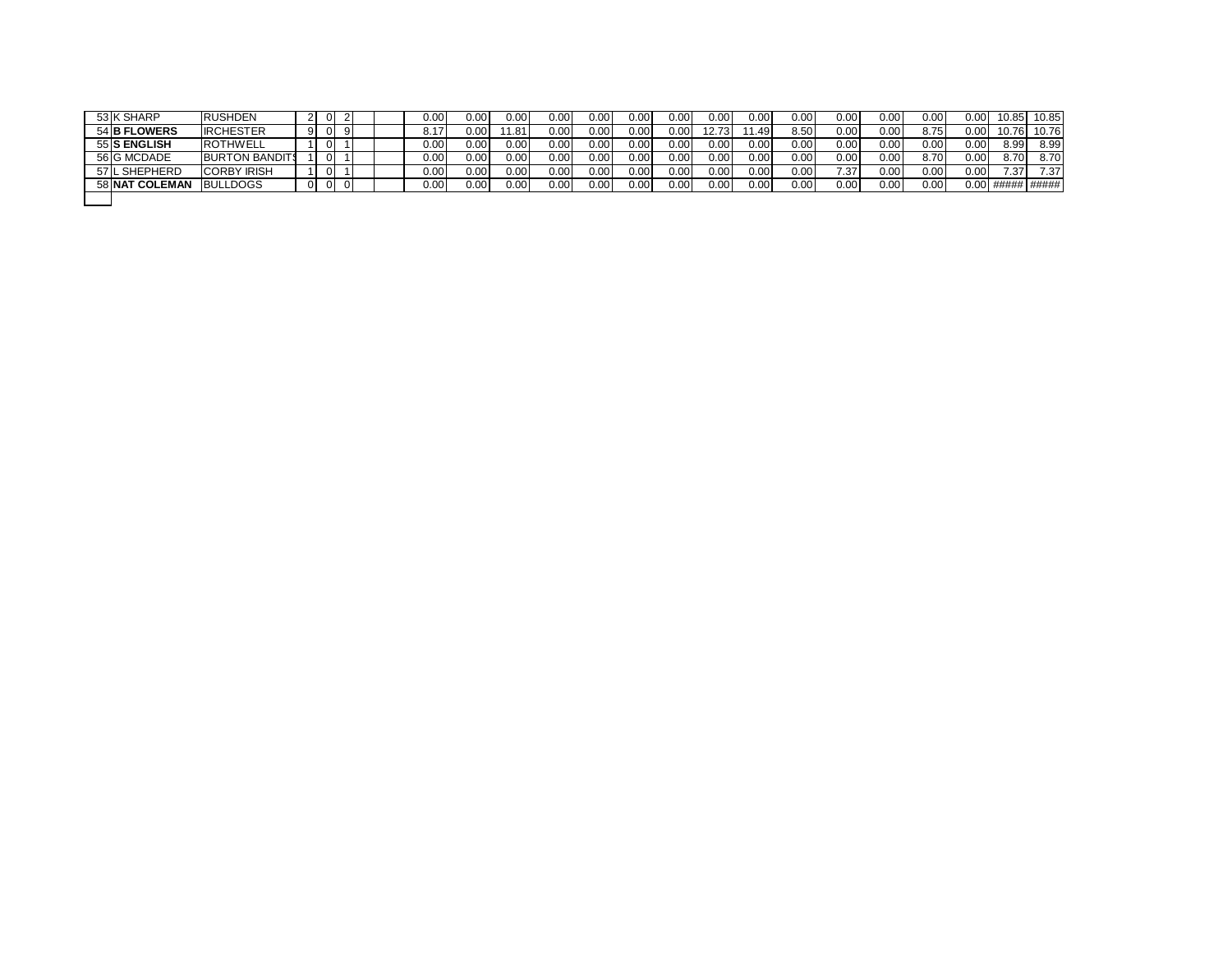| | | | | | | | | | | | | | | | | | | | | | | | | |
|---|---|---|---|---|---|---|---|---|---|---|---|---|---|---|---|---|---|---|---|---|---|---|---|---|
| 53 | K SHARP | RUSHDEN | 2 | 0 | 2 | | | 0.00 | 0.00 | 0.00 | 0.00 | 0.00 | 0.00 | 0.00 | 0.00 | 0.00 | 0.00 | 0.00 | 0.00 | 0.00 | 0.00 | 10.85 | 10.85 |
| 54 | **B FLOWERS** | IRCHESTER | 9 | 0 | 9 | | | 8.17 | 0.00 | 11.81 | 0.00 | 0.00 | 0.00 | 0.00 | 12.73 | 11.49 | 8.50 | 0.00 | 0.00 | 8.75 | 0.00 | 10.76 | 10.76 |
| 55 | **S ENGLISH** | ROTHWELL | 1 | 0 | 1 | | | 0.00 | 0.00 | 0.00 | 0.00 | 0.00 | 0.00 | 0.00 | 0.00 | 0.00 | 0.00 | 0.00 | 0.00 | 0.00 | 0.00 | 8.99 | 8.99 |
| 56 | G MCDADE | BURTON BANDITS | 1 | 0 | 1 | | | 0.00 | 0.00 | 0.00 | 0.00 | 0.00 | 0.00 | 0.00 | 0.00 | 0.00 | 0.00 | 0.00 | 0.00 | 8.70 | 0.00 | 8.70 | 8.70 |
| 57 | L SHEPHERD | CORBY IRISH | 1 | 0 | 1 | | | 0.00 | 0.00 | 0.00 | 0.00 | 0.00 | 0.00 | 0.00 | 0.00 | 0.00 | 0.00 | 7.37 | 0.00 | 0.00 | 0.00 | 7.37 | 7.37 |
| 58 | **NAT COLEMAN** | BULLDOGS | 0 | 0 | 0 | | | 0.00 | 0.00 | 0.00 | 0.00 | 0.00 | 0.00 | 0.00 | 0.00 | 0.00 | 0.00 | 0.00 | 0.00 | 0.00 | 0.00 | ##### | ##### |